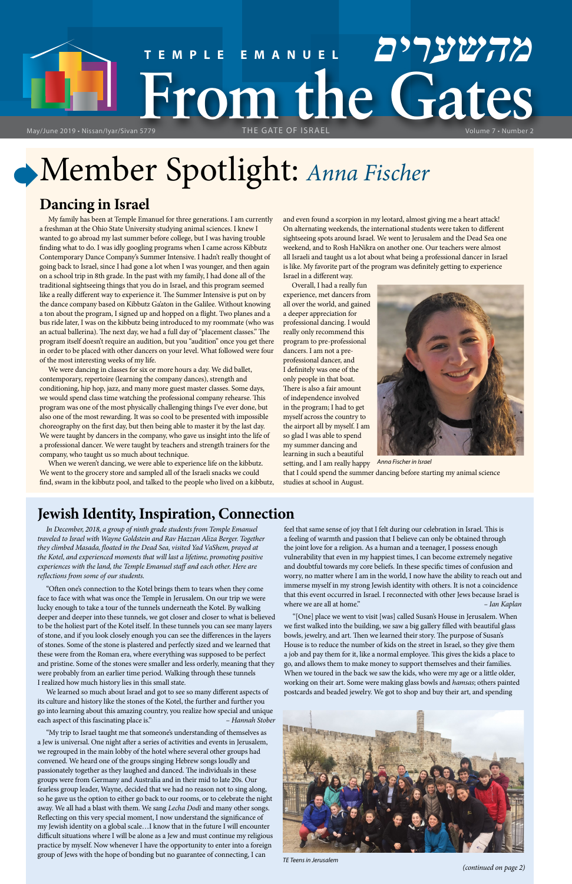TEMPLE EMANUEL

# From the Gates

מהשערים

May/June 2019 • Nissan/Iyar/Sivan 5779 THE GATE OF ISRAEL Volume 7 • Number 2

# Member Spotlight: *Anna Fischer*

## Dancing in Israel

My family has been at Temple Emanuel for three generations. I am currently a freshman at the Ohio State University studying animal sciences. I knew I wanted to go abroad my last summer before college, but I was having trouble finding what to do. I was idly googling programs when I came across Kibbutz Contemporary Dance Company's Summer Intensive. I hadn't really thought of going back to Israel, since I had gone a lot when I was younger, and then again on a school trip in 8th grade. In the past with my family, I had done all of the traditional sightseeing things that you do in Israel, and this program seemed like a really different way to experience it. The Summer Intensive is put on by the dance company based on Kibbutz Ga'aton in the Galilee. Without knowing a ton about the program, I signed up and hopped on a flight. Two planes and a bus ride later, I was on the kibbutz being introduced to my roommate (who was an actual ballerina). The next day, we had a full day of "placement classes." The program itself doesn't require an audition, but you "audition" once you get there in order to be placed with other dancers on your level. What followed were four of the most interesting weeks of my life.

We were dancing in classes for six or more hours a day. We did ballet, contemporary, repertoire (learning the company dances), strength and conditioning, hip hop, jazz, and many more guest master classes. Some days, we would spend class time watching the professional company rehearse. This program was one of the most physically challenging things I've ever done, but also one of the most rewarding. It was so cool to be presented with impossible choreography on the first day, but then being able to master it by the last day. We were taught by dancers in the company, who gave us insight into the life of a professional dancer. We were taught by teachers and strength trainers for the company, who taught us so much about technique.

When we weren't dancing, we were able to experience life on the kibbutz. We went to the grocery store and sampled all of the Israeli snacks we could find, swam in the kibbutz pool, and talked to the people who lived on a kibbutz, and even found a scorpion in my leotard, almost giving me a heart attack! On alternating weekends, the international students were taken to different sightseeing spots around Israel. We went to Jerusalem and the Dead Sea one weekend, and to Rosh HaNikra on another one. Our teachers were almost all Israelis and taught us a lot about what being a professional dancer in Israel is like. My favorite part of the program was definitely getting to experience Israel in a different way.

Overall, I had a really fun experience, met dancers from all over the world, and gained a deeper appreciation for professional dancing. I would really only recommend this program to pre-professional dancers. I am not a pre-professional dancer, and I definitely was one of the only people in that boat. There is also a fair amount of independence involved in the program; I had to get myself across the country to the airport all by myself. I am so glad I was able to spend my summer dancing and learning in such a beautiful setting, and I am really happy that I could spend the summer dancing before starting my animal science studies at school in August.

*Anna Fischer in Israel*

## Jewish Identity, Inspiration, Connection

*In December, 2018, a group of ninth grade students from Temple Emanuel traveled to Israel with Wayne Goldstein and Rav Hazzan Aliza Berger. Together they climbed Masada, floated in the Dead Sea, visited Yad VaShem, prayed at the Kotel, and experienced moments that will last a lifetime, promoting positive exchanges with the land, the Temple Emanuel staff and each other. Here are reflections from some of our students.*

"Often one's connection to the Kotel brings them to tears when they come face to face with what was once the Temple in Jerusalem. On our trip we were lucky enough to take a tour of the tunnels underneath the Kotel. By walking deeper and deeper into these tunnels, we got closer and closer to what is believed to be the holiest part of the Kotel itself. In these tunnels you can see many layers of stone, and if you look closely enough you can see the differences in the layers of stones. Some of the stone is plastered and perfectly sized and we learned that these were from the Roman era, where everything was supposed to be perfect and pristine. Some of the stones were smaller and less orderly, meaning that they were probably from an earlier time period. Walking through these tunnels I realized how much history lies in this small state.

We learned so much about Israel and got to see so many different aspects of its culture and history like the stones of the Kotel, the further and further you go into learning about this amazing country, you realize how special and unique each aspect of this fascinating place is." – *Hannah Stober*

"My trip to Israel taught me that someone's understanding of themselves as a Jew is universal. One night after a series of activities and events in Jerusalem, we regrouped in the main lobby of the hotel where several other groups had convened. We heard one of the groups singing Hebrew songs loudly and passionately together as they laughed and danced. The individuals in these groups were from Germany and Australia and in their mid to late 20s. Our fearless group leader, Wayne, decided that we had no reason not to sing along, so he gave us the option to either go back to our rooms, or to celebrate the night away. We all had a blast with them. We sang *Lecha Dodi* and many other songs. Reflecting on this very special moment, I now understand the significance of my Jewish identity on a global scale…I know that in the future I will encounter difficult situations where I will be alone as a Jew and must continue my religious practice by myself. Now whenever I have the opportunity to enter into a foreign group of Jews with the hope of bonding but no guarantee of connecting, I can feel that same sense of joy that I felt during our celebration in Israel. This is a feeling of warmth and passion that I believe can only be obtained through the joint love for a religion. As a human and a teenager, I possess enough vulnerability that even in my happiest times, I can become extremely negative and doubtful towards my core beliefs. In these specific times of confusion and worry, no matter where I am in the world, I now have the ability to reach out and immerse myself in my strong Jewish identity with others. It is not a coincidence that this event occurred in Israel. I reconnected with other Jews because Israel is where we are all at home." – *Ian Kaplan*

"[One] place we went to visit [was] called Susan's House in Jerusalem. When we first walked into the building, we saw a big gallery filled with beautiful glass bowls, jewelry, and art. Then we learned their story. The purpose of Susan's House is to reduce the number of kids on the street in Israel, so they give them a job and pay them for it, like a normal employee. This gives the kids a place to go, and allows them to make money to support themselves and their families. When we toured in the back we saw the kids, who were my age or a little older, working on their art. Some were making glass bowls and *hamsas*; others painted postcards and beaded jewelry. We got to shop and buy their art, and spending

*TE Teens in Jerusalem*

*(continued on page 2)*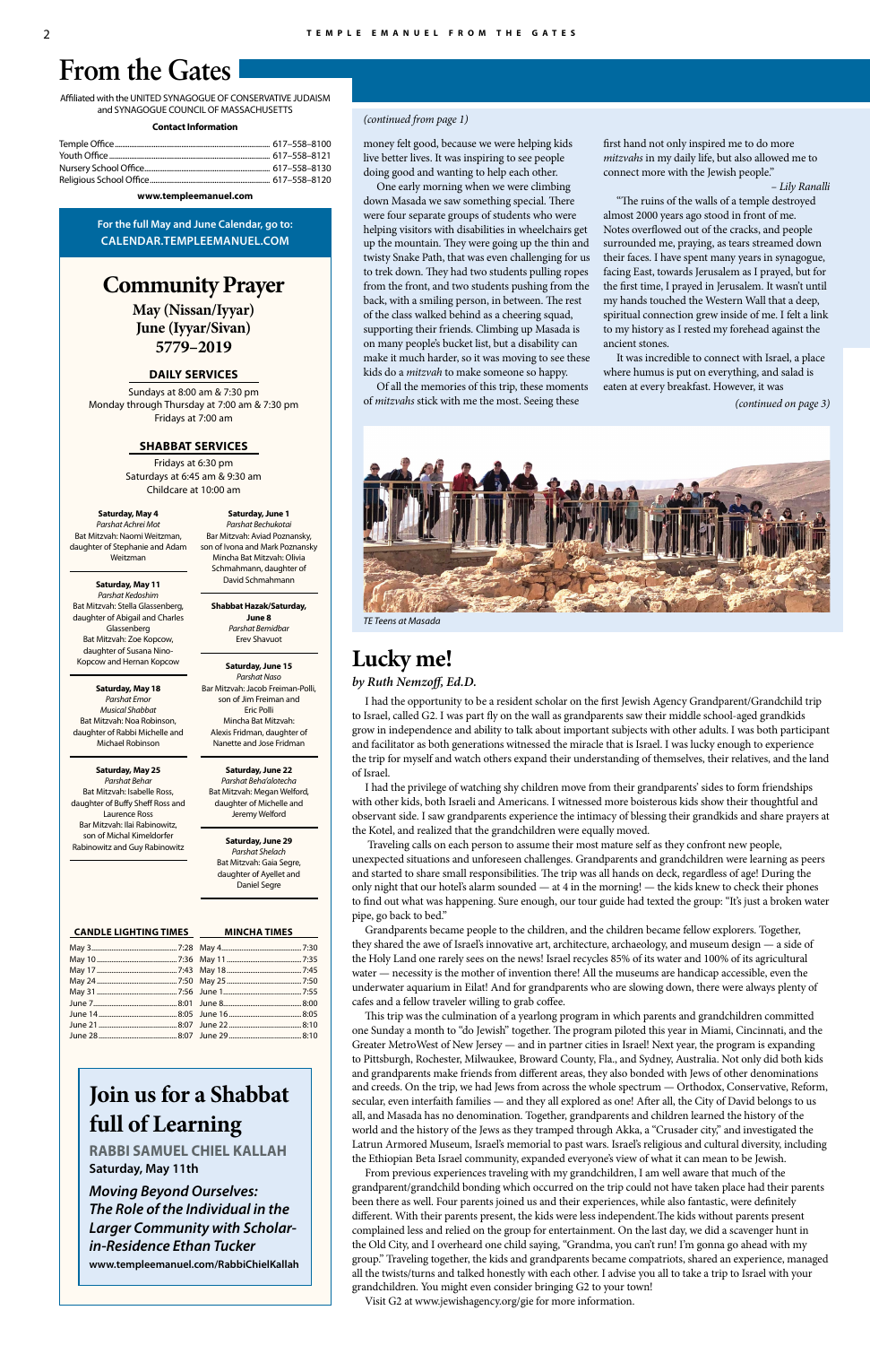# From the Gates

Affiliated with the UNITED SYNAGOGUE OF CONSERVATIVE JUDAISM and SYNAGOGUE COUNCIL OF MASSACHUSETTS

**Contact Information**

| | |
|---|---|
| Temple Office | 617–558–8100 |
| Youth Office | 617–558–8121 |
| Nursery School Office | 617–558–8130 |
| Religious School Office | 617–558–8120 |

**www.templeemanuel.com**

For the full May and June Calendar, go to:
**CALENDAR.TEMPLEEMANUEL.COM**

## Community Prayer

**May (Nissan/Iyyar)**
**June (Iyyar/Sivan)**
**5779–2019**

### DAILY SERVICES

Sundays at 8:00 am & 7:30 pm
Monday through Thursday at 7:00 am & 7:30 pm
Fridays at 7:00 am

### SHABBAT SERVICES

Fridays at 6:30 pm
Saturdays at 6:45 am & 9:30 am
Childcare at 10:00 am

**Saturday, May 4**
*Parshat Achrei Mot*
Bat Mitzvah: Naomi Weitzman, daughter of Stephanie and Adam Weitzman

**Saturday, May 11**
*Parshat Kedoshim*
Bat Mitzvah: Stella Glassenberg, daughter of Abigail and Charles Glassenberg
Bat Mitzvah: Zoe Kopcow, daughter of Susana Nino-Kopcow and Hernan Kopcow

**Saturday, May 18**
*Parshat Emor*
*Musical Shabbat*
Bat Mitzvah: Noa Robinson, daughter of Rabbi Michelle and Michael Robinson

**Saturday, May 25**
*Parshat Behar*
Bat Mitzvah: Isabelle Ross, daughter of Buffy Sheff Ross and Laurence Ross
Bar Mitzvah: Ilai Rabinowitz, son of Michal Kimeldorfer Rabinowitz and Guy Rabinowitz

**Saturday, June 1**
*Parshat Bechukotai*
Bar Mitzvah: Aviad Poznansky, son of Ivona and Mark Poznansky
Mincha Bat Mitzvah: Olivia Schmahmann, daughter of David Schmahmann

**Shabbat Hazak/Saturday, June 8**
*Parshat Bemidbar*
Erev Shavuot

**Saturday, June 15**
*Parshat Naso*
Bar Mitzvah: Jacob Freiman-Polli, son of Jim Freiman and Eric Polli
Mincha Bat Mitzvah: Alexis Fridman, daughter of Nanette and Jose Fridman

**Saturday, June 22**
*Parshat Beha'alotecha*
Bat Mitzvah: Megan Welford, daughter of Michelle and Jeremy Welford

**Saturday, June 29**
*Parshat Shelach*
Bat Mitzvah: Gaia Segre, daughter of Ayellet and Daniel Segre

| CANDLE LIGHTING TIMES | | MINCHA TIMES | |
|---|---|---|---|
| May 3 | 7:28 | May 4 | 7:30 |
| May 10 | 7:36 | May 11 | 7:35 |
| May 17 | 7:43 | May 18 | 7:45 |
| May 24 | 7:50 | May 25 | 7:50 |
| May 31 | 7:56 | June 1 | 7:55 |
| June 7 | 8:01 | June 8 | 8:00 |
| June 14 | 8:05 | June 16 | 8:05 |
| June 21 | 8:07 | June 22 | 8:10 |
| June 28 | 8:07 | June 29 | 8:10 |

## Join us for a Shabbat full of Learning

**RABBI SAMUEL CHIEL KALLAH**
**Saturday, May 11th**

***Moving Beyond Ourselves: The Role of the Individual in the Larger Community with Scholar-in-Residence Ethan Tucker***

**www.templeemanuel.com/RabbiChielKallah**

*(continued from page 1)*

money felt good, because we were helping kids live better lives. It was inspiring to see people doing good and wanting to help each other.

One early morning when we were climbing down Masada we saw something special. There were four separate groups of students who were helping visitors with disabilities in wheelchairs get up the mountain. They were going up the thin and twisty Snake Path, that was even challenging for us to trek down. They had two students pulling ropes from the front, and two students pushing from the back, with a smiling person, in between. The rest of the class walked behind as a cheering squad, supporting their friends. Climbing up Masada is on many people's bucket list, but a disability can make it much harder, so it was moving to see these kids do a *mitzvah* to make someone so happy.

Of all the memories of this trip, these moments of *mitzvahs* stick with me the most. Seeing these first hand not only inspired me to do more *mitzvahs* in my daily life, but also allowed me to connect more with the Jewish people."

*– Lily Ranalli*

"The ruins of the walls of a temple destroyed almost 2000 years ago stood in front of me. Notes overflowed out of the cracks, and people surrounded me, praying, as tears streamed down their faces. I have spent many years in synagogue, facing East, towards Jerusalem as I prayed, but for the first time, I prayed in Jerusalem. It wasn't until my hands touched the Western Wall that a deep, spiritual connection grew inside of me. I felt a link to my history as I rested my forehead against the ancient stones.

It was incredible to connect with Israel, a place where humus is put on everything, and salad is eaten at every breakfast. However, it was

*(continued on page 3)*

*TE Teens at Masada*

## Lucky me!

*by Ruth Nemzoff, Ed.D.*

I had the opportunity to be a resident scholar on the first Jewish Agency Grandparent/Grandchild trip to Israel, called G2. I was party fly on the wall as grandparents saw their middle school-aged grandkids grow in independence and ability to talk about important subjects with other adults. I was both participant and facilitator as both generations witnessed the miracle that is Israel. I was lucky enough to experience the trip for myself and watch others expand their understanding of themselves, their relatives, and the land of Israel.

I had the privilege of watching shy children move from their grandparents' sides to form friendships with other kids, both Israeli and Americans. I witnessed more boisterous kids show their thoughtful and observant side. I saw grandparents experience the intimacy of blessing their grandkids and share prayers at the Kotel, and realized that the grandchildren were equally moved.

Traveling calls on each person to assume their most mature self as they confront new people, unexpected situations and unforeseen challenges. Grandparents and grandchildren were learning as peers and started to share small responsibilities. The trip was all hands on deck, regardless of age! During the only night that our hotel's alarm sounded — at 4 in the morning! — the kids knew to check their phones to find out what was happening. Sure enough, our tour guide had texted the group: "It's just a broken water pipe, go back to bed."

Grandparents became people to the children, and the children became fellow explorers. Together, they shared the awe of Israel's innovative art, architecture, archaeology, and museum design — a side of the Holy Land one rarely sees on the news! Israel recycles 85% of its water and 100% of its agricultural water — necessity is the mother of invention there! All the museums are handicap accessible, even the underwater aquarium in Eilat! And for grandparents who are slowing down, there were always plenty of cafes and a fellow traveler willing to grab coffee.

This trip was the culmination of a yearlong program in which parents and grandchildren committed one Sunday a month to "do Jewish" together. The program piloted this year in Miami, Cincinnati, and the Greater MetroWest of New Jersey — and in partner cities in Israel! Next year, the program is expanding to Pittsburgh, Rochester, Milwaukee, Broward County, Fla., and Sydney, Australia. Not only did both kids and grandparents make friends from different areas, they also bonded with Jews of other denominations and creeds. On the trip, we had Jews from across the whole spectrum — Orthodox, Conservative, Reform, secular, even interfaith families — and they all explored as one! After all, the City of David belongs to us all, and Masada has no denomination. Together, grandparents and children learned the history of the world and the history of the Jews as they tramped through Akka, a "Crusader city," and investigated the Latrun Armored Museum, Israel's memorial to past wars. Israel's religious and cultural diversity, including the Ethiopian Beta Israel community, expanded everyone's view of what it can mean to be Jewish.

From previous experiences traveling with my grandchildren, I am well aware that much of the grandparent/grandchild bonding which occurred on the trip could not have taken place had their parents been there as well. Four parents joined us and their experiences, while also fantastic, were definitely different. With their parents present, the kids were less independent.The kids without parents present complained less and relied on the group for entertainment. On the last day, we did a scavenger hunt in the Old City, and I overheard one child saying, "Grandma, you can't run! I'm gonna go ahead with my group." Traveling together, the kids and grandparents became compatriots, shared an experience, managed all the twists/turns and talked honestly with each other. I advise you all to take a trip to Israel with your grandchild. You might even consider bringing G2 to your town!

Visit G2 at www.jewishagency.org/gie for more information.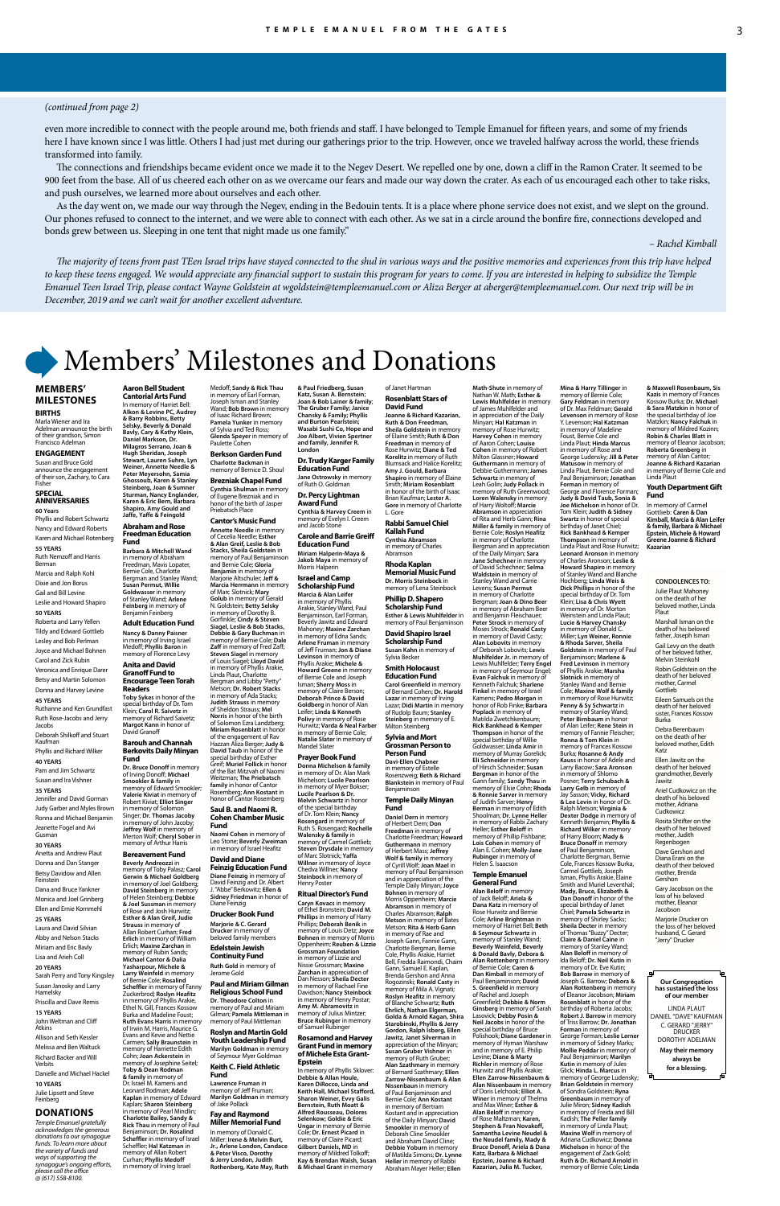*(continued from page 2)*

even more incredible to connect with the people around me, both friends and staff. I have belonged to Temple Emanuel for fifteen years, and some of my friends here I have known since I was little. Others I had just met during our gatherings prior to the trip. However, once we traveled halfway across the world, these friends transformed into family.

The connections and friendships became evident once we made it to the Negev Desert. We repelled one by one, down a cliff in the Ramon Crater. It seemed to be 900 feet from the base. All of us cheered each other on as we overcame our fears and made our way down the crater. As each of us encouraged each other to take risks, and push ourselves, we learned more about ourselves and each other.

As the day went on, we made our way through the Negev, ending in the Bedouin tents. It is a place where phone service does not exist, and we slept on the ground. Our phones refused to connect to the internet, and we were able to connect with each other. As we sat in a circle around the bonfire fire, connections developed and bonds grew between us. Sleeping in one tent that night made us one family."

*– Rachel Kimball*

*The majority of teens from past TEen Israel trips have stayed connected to the shul in various ways and the positive memories and experiences from this trip have helped to keep these teens engaged. We would appreciate any financial support to sustain this program for years to come. If you are interested in helping to subsidize the Temple Emanuel Teen Israel Trip, please contact Wayne Goldstein at wgoldstein@templeemanuel.com or Aliza Berger at aberger@templeemanuel.com. Our next trip will be in December, 2019 and we can't wait for another excellent adventure.*

# Members' Milestones and Donations

## MEMBERS' MILESTONES

### BIRTHS

Marla Wiener and Ira Adelman announce the birth of their grandson, Simon Francisco Adelman

### ENGAGEMENT

Susan and Bruce Gold announce the engagement of their son, Zachary, to Cara Fisher

### SPECIAL ANNIVERSARIES

**60 Years**

Phyllis and Robert Schwartz
Nancy and Edward Roberts
Karen and Michael Rotenberg

**55 YEARS**

Ruth Nemzoff and Harris Berman
Marcia and Ralph Kohl
Dixie and Jon Borus
Gail and Bill Levine
Leslie and Howard Shapiro

**50 YEARS**

Roberta and Larry Yellen
Tildy and Edward Gottlieb
Lesley and Bob Perlman
Joyce and Michael Bohnen
Carol and Zick Rubin
Veronica and Enrique Darer
Betsy and Martin Solomon
Donna and Harvey Levine

**45 YEARS**

Ruthanne and Ken Grundfast
Ruth Rose-Jacobs and Jerry Jacobs
Deborah Shilkoff and Stuart Kaufman
Phyllis and Richard Wilker

**40 YEARS**

Pam and Jim Schwartz
Susan and Ira Vishner

**35 YEARS**

Jennifer and David Gorman
Judy Garber and Myles Brown
Ronna and Michael Benjamin
Jeanette Fogel and Avi Gusman

**30 YEARS**

Anetta and Andrew Plaut
Donna and Dan Stanger
Betsy Davidow and Allen Feinstein
Dana and Bruce Yankner
Monica and Joel Grinberg
Ellen and Ernie Kornmehl

**25 YEARS**

Laura and David Silvian
Abby and Nelson Stacks
Miriam and Eric Bavly
Lisa and Arieh Coll

**20 YEARS**

Sarah Perry and Tony Kingsley
Susan Janosky and Larry Hamelsky
Priscilla and Dave Remis

**15 YEARS**

John Weltman and Cliff Atkins
Allison and Seth Kessler
Melissa and Ben Waltuck
Richard Backer and Will Verbits
Danielle and Michael Hackel

**10 YEARS**

Julie Lipsett and Steve Feinberg

## DONATIONS

*Temple Emanuel gratefully acknowledges the generous donations to our synagogue funds. To learn more about the variety of funds and ways of supporting the synagogue's ongoing efforts, please call the office @ (617) 558-8100.*

### Aaron Bell Student Cantorial Arts Fund

In memory of Harriet Bell: **Alkon & Levine PC, Audrey & Barry Robbins, Betty Selsky, Beverly & Donald Bavly, Cary & Kathy Klein, Daniel Markson, Dr. Milagros Serrano, Joan & Hugh Sheridan, Joseph Stewart, Lauren Suhre, Lyn Weiner, Annette Needle & Barry Meyersohn, Samia Ghossoub, Karen & Stanley Steinberg, Joan & Sumner Sturman, Nancy Englander, Karen & Eric Bern, Barbara Shapiro, Amy Gould and Jaffe, Yaffe & Feingold**

### Abraham and Rose Freedman Education Fund

**Barbara & Mitchell Wand** in memory of Abraham Freedman, Mavis Lopater, Bernie Cole, Charlotte Bergman and Stanley Wand; **Susan Permut, Willie Goldwasser** in memory of Stanley Wand; **Arlene Feinberg** in memory of Benjamin Feinberg

### Adult Education Fund

**Nancy & Danny Paisner** in memory of Irving Israel Medoff; **Phyllis Baron** in memory of Florence Levy

### Anita and David Granoff Fund to Encourage Teen Torah Readers

**Toby Sykes** in honor of the special birthday of Dr. Tom Klein; **Carol R. Saivetz** in memory of Richard Saivetz; **Margot Kann** in honor of David Granoff

### Barouh and Channah Berkovits Daily Minyan Fund

**Dr. Bruce Donoff** in memory of Irving Donoff; **Michael Smookler & family** in memory of Edward Smookler; **Valerie Kiviat** in memory of Robert Kiviat; **Elliot Singer** in memory of Solomon Singer; **Dr. Thomas Jacoby** in memory of John Jacoby; **Jeffrey Wolf** in memory of Merton Wolf; **Cheryl Sober** in memory of Arthur Hans

### Bereavement Fund

**Beverly Andreozzi** in memory of Toby Palasz; **Carol Gerwin & Michael Goldberg** in memory of Joel Goldberg; **David Steinberg** in memory of Helen Steinberg; **Debbie & Joel Sussman** in memory of Rose and Josh Hurwitz; **Esther & Alan Greif, Judie Strauss** in memory of Allan Robert Curhan; **Fred Erlich** in memory of William Erlich; **Maxine Zarchan** in memory of Ruth Sands; **Michael Cantor & Dalia Yasharpour, Michele & Larry Weinfeld** in memory of Bernie Cole; **Rosalind Scheffler** in memory of Fanny Zuckerbrod; **Roslyn Heafitz** in memory of Phyllis Arakie, Ethel N. Gill, Frances Kossow Burka and Madeline Foust; **Ruth Evans Harris** in memory of Irwin M. Harris, Maurice G. Evans and Kevie and Nettie Carmen; **Sally Braunstein** in memory of Harriette Edith Cohn; **Joan Ackerstein** in memory of Josephine Seitel; **Toby & Dean Rodman & family** in memory of Dr. Israel M. Kamens and Leonard Rodman; **Adele Kaplan** in memory of Edward Kaplan; **Sharon Steinberg** in memory of Pearl Mindlin; **Charlotte Bailey, Sandy & Rick Thau** in memory of Paul Benjaminson; **Dr. Rosalind Scheffler** in memory of Lewis Scheffler; **Hal Katzman** in memory of Allan Robert Curhan; **Phyllis Medoff** in memory of Irving Israel Medoff; **Sandy & Rick Thau** in memory of Earl Forman, Joseph Isman and Stanley Wand; **Bob Brown** in memory of Isaac Richard Brown; **Pamela Yunker** in memory of Sylvia and Ted Ross; **Glenda Spayer** in memory of Paulette Cohen

### Berkson Garden Fund

**Charlotte Backman** in memory of Bernice D. Shoul

### Brezniak Chapel Fund

**Cynthia Shulman** in memory of Eugene Brezniak and in honor of the birth of Jasper Priebatsch Place

### Cantor's Music Fund

**Annette Needle** in memory of Cecelia Needle; **Esther & Alan Greif, Leslie & Bob Stacks, Sheila Goldstein** in memory of Paul Benjaminson and Bernie Cole; **Gloria Benjamin** in memory of Marjorie Altschuler; **Jeff & Marcia Herrmann** in memory of Marc Slotnick; **Mary Golub** in memory of Gerald N. Goldstein; **Betty Selsky** in memory of Dorothy B. Gorfinkle; **Cindy & Steven Siagel, Leslie & Bob Stacks, Debbie & Gary Buchman** in memory of Bernie Cole; **Dale Zaff** in memory of Fred Zaff; **Steven Siagel** in memory of Louis Siagel; **Lloyd David** in memory of Phyllis Arakie, Linda Plaut, Charlotte Bergman and Libby "Petty" Metson; **Dr. Robert Stacks** in memory of Ada Stacks; **Judith Strauss** in memory of Sheldon Strauss; **Mel Norris** in honor of the birth of Solomon Ezra Landzberg; **Miriam Rosenblatt** in honor of the engagement of Rav Hazzan Aliza Berger; **Judy & David Taub** in honor of the special birthday of Esther Greif; **Muriel Follick** in honor of the Bat Mitzvah of Naomi Weitzman; **The Priebatsch family** in honor of Cantor Rosenberg; **Ann Kostant** in honor of Cantor Rosenberg

### Saul B. and Naomi R. Cohen Chamber Music Fund

**Naomi Cohen** in memory of Les Stone; **Beverly Zweiman** in memory of Israel Heafitz

### David and Diane Feinzig Education Fund

**Diane Feinzig** in memory of David Feinzig and Dr. Albert J. "Abbe" Berkowitz; **Ellen & Sidney Friedman** in honor of Diane Feinzig

### Drucker Book Fund

**Marjorie & C. Gerard Drucker** in memory of beloved family members

### Edelstein Jewish Continuity Fund

**Ruth Gold** in memory of Jerome Gold

### Paul and Miriam Gilman Religious School Fund

**Dr. Theodore Colton** in memory of Paul and Miriam Gilman; **Pamela Mittleman** in memory of Richard Mittleman

### Roslyn and Martin Gold Youth Leadership Fund

**Marilyn Goldman** in memory of Seymour Myer Goldman

### Keith C. Field Athletic Fund

**Lawrence Fruman** in memory of Jeff Fruman; **Marilyn Goldman** in memory of Jake Pollack

### Fay and Raymond Miller Memorial Fund

In memory of Donald C. Miller: **Irene & Melvin Burt, Jr., Arlene London, Candace & Peter Visco, Dorothy & Jerry London, Judith Rothenberg, Kate May, Ruth & Paul Friedberg, Susan Katz, Susan A. Bernstein; Joan & Bob Lainer & family; The Gruber Family; Janice Chansky & Family; Phyllis and Burton Pearlstein; Wasabi Sushi Co, Hope and Joe Albert, Vivien Spertner and family, Jennifer R. London**

### Dr. Trudy Karger Family Education Fund

**Jane Ostrowsky** in memory of Ruth O. Goldman

### Dr. Percy Lightman Award Fund

**Cynthia & Harvey Creem** in memory of Evelyn I. Creem and Jacob Stone

### Carole and Barrie Greiff Education Fund

**Miriam Halperin-Maya & Jakob Maya** in memory of Morris Halperin

### Israel and Camp Scholarship Fund

**Marcia & Alan Leifer** in memory of Phyllis Arakie, Stanley Wand, Paul Benjaminson, Earl Forman, Beverly Jawitz and Edward Mahoney; **Maxine Zarchan** in memory of Edna Sands; **Arlene Fruman** in memory of Jeff Fruman; **Jon & Diane Levinson** in memory of Phyllis Arakie; **Michele & Howard Greene** in memory of Bernie Cole and Joseph Isman; **Sherry Moss** in memory of Claire Berson; **Deborah Prince & David Goldberg** in honor of Alan Leifer; **Linda & Kenneth Polivy** in memory of Rose Hurwitz; **Varda & Neal Farber** in memory of Bernie Cole; **Natalie Slater** in memory of Mandel Slater

### Prayer Book Fund

**Donna Michelson & family** in memory of Dr. Alan Mark Michelson; **Lucile Pearlson** in memory of Myer Bokser; **Lucile Pearlson & Dr. Melvin Schwartz** in honor of the special birthday of Dr. Tom Klein; **Nancy Rosengard** in memory of Ruth S. Rosengard; **Rochelle Walensky & family** in memory of Carmel Gottlieb; **Steven Drysdale** in memory of Marc Slotnick; **Yaffa Willner** in memory of Joyce Chedva Willner; **Nancy Steinbock** in memory of Henry Poster

### Ritual Director's Fund

**Caryn Kovacs** in memory of Ethel Bronstein; **David M. Phillips** in memory of Harry Phillips; **Deborah Benik** in memory of Louis Getz; **Joyce Bohnen** in memory of Morris Oppenheim; **Reuben & Lizzie Grossman Foundation** in memory of Lizzie and Nissie Grossman; **Maxine Zarchan** in appreciation of Dan Nesson; **Sheila Decter** in memory of Rachael Fine Davidson; **Nancy Steinbock** in memory of Henry Postar; **Amy M. Abramovitz** in memory of Julius Mintzer; **Bruce Rubinger** in memory of Samuel Rubinger

### Rosamond and Harvey Grant Fund in memory of Michele Esta Grant-Epstein

In memory of Phyllis Sklover: **Debbie & Allan Houle, Karen DiRocco, Linda and Keith Hall, Michael Stafford, Sharon Weiner, Evvy Galis Bernstein, Ruth Moatt & Alfred Rousseau, Dolores Selenkow; Goldie & Eric Ungar** in memory of Bernie Cole; **Dr. Ernest Picard** in memory of Claire Picard; **Gilbert Daniels, MD** in memory of Mildred Tolkoff; **Kay & Brendan Walsh, Susan & Michael Grant** in memory of Janet Hartman

### Rosenblatt Stars of David Fund

**Joanne & Richard Kazarian, Ruth & Don Freedman, Sheila Goldstein** in memory of Elaine Smith; **Ruth & Don Freedman** in memory of Rose Hurwitz; **Diane & Ted Korelitz** in memory of Ruth Blumsack and Halee Korelitz; **Amy J. Gould, Barbara Shapiro** in memory of Elaine Smith; **Miriam Rosenblatt** in honor of the birth of Isaac Brian Kaufman; **Lester A. Gore** in memory of Charlotte L. Gore

### Rabbi Samuel Chiel Kallah Fund

**Cynthia Abramson** in memory of Charles Abramson

### Rhoda Kaplan Memorial Music Fund

**Dr. Morris Steinbock** in memory of Lena Steinbock

### Phillip D. Shapero Scholarship Fund

**Esther & Lewis Muhlfelder** in memory of Paul Benjaminson

### David Shapiro Israel Scholarship Fund

**Susan Kahn** in memory of Sylvia Becker

### Smith Holocaust Education Fund

**Carol Greenfield** in memory of Bernard Cohen; **Dr. Harold Lazar** in memory of Irving Lazar; **Didi Martin** in memory of Rudolph Baum; **Stanley Steinberg** in memory of E. Milton Steinberg

### Sylvia and Mort Grossman Person to Person Fund

**Davi-Ellen Chabner** in memory of Estelle Rosenberg; **Beth & Richard Blankstein** in memory of Paul Benjaminson

### Temple Daily Minyan Fund

**Daniel Dern** in memory of Herbert Dern; **Don Freedman** in memory of Charlotte Freedman; **Howard Guthermann** in memory of Herbert Mass; **Jeffrey Wolf & family** in memory of Cyrill Wolf; **Joan Mael** in memory of Paul Benjaminson and in appreciation of the Temple Daily Minyan; **Joyce Bohnen** in memory of Morris Oppenheim; **Marcie Abramson** in memory of Charles Abramson; **Ralph Metson** in memory of Bates Metson; **Rita & Herb Gann** in memory of Rae and Joseph Gann, Fannie Gann, Charlotte Bergman, Bernie Cole, Phyllis Arakie, Harriet Bell, Fredda Raimondi, Chaim Gann, Samuel E. Kaplan, Brenda Gershon and Anna Rogozinski; **Ronald Casty** in memory of Mila A. Vignati; **Roslyn Heafitz** in memory of Blanche Schwartz; **Ruth Ehrlich, Nathan Elgerman, Golda & Arnold Kagan, Shira Stanislavsky, Phyllis & Jerry Gordon, Ralph Isberg, Ellen Jawitz, Janet Silverman** in appreciation of the Minyan; **Susan Gruber Vishner** in memory of Ruth Gruber; **Alan Szathmary** in memory of Bernard Szathmary; **Ellen Zarrow-Nissenbaum & Alan Nissenbaum** in memory of Paul Benjaminson and Bernie Cole; **Ann Kostant** in memory of Bertram Kostant and in appreciation of the Daily Minyan; **David Smookler** in memory of Deborah Cline Smookler and Abraham David Cline; **Debbie Yoburn** in memory of Matilda Simons; **Dr. Lynne Heller** in memory of Rabbi Abraham Mayer Heller; **Ellen Math-Shute** in memory of Nathan W. Math; **Esther & Lewis Muhlfelder** in memory of James Muhlfelder and in appreciation of the Daily Minyan; **Hal Katzman** in memory of Rose Hurwitz; **Harvey Cohen** in memory of Aaron Cohen; **Louise Cohen** in memory of Robert Milton Glassner; **Howard Guthermann** in memory of Debbie Guthermann; **James Schwartz** in memory of Leah Golin; **Judy Pollack** in memory of Ruth Greenwood; **Loren Walensky** in memory of Harry Wolloff; **Marcie Abramson** in appreciation of Rita and Herb Gann; **Rina Miller & family** in memory of Bernie Cole; **Roslyn Heafitz** in memory of Charlotte Bergman and in appreciation of the Daily Minyan; **Sara Jane Schechner** in memory of David Schechner; **Selma Waldstein** in memory of Stanley Wand and Carrie Levens; **Susan Permut** in memory of Charlotte Bergman; **Joan & Dino Beer** in memory of Abraham Beer and Benjamin Fleischauer; **Peter Strock** in memory of Moses Strock; **Ronald Casty** in memory of David Casty; **Alan Lobovits** in memory of Deborah Lobovits; **Lewis Muhlfelder Jr.** in memory of Lewis Muhlfelder; **Terry Engel** in memory of Seymour Engel; **Evan Falchuk** in memory of Kenneth Falchuk; **Sharlene Finkel** in memory of Israel Kamens; **Pedro Morgan** in honor of Rob Finke; **Barbara Poplack** in memory of Matilda Zwetchkenbaum; **Rick Bankhead & Kemper Thompson** in honor of the special birthday of Willie Goldwasser; **Linda Amir** in memory of Murray Gorelick; **Eli Schneider** in memory of Hirsch Schneider; **Susan Bergman** in honor of the Gann family; **Sandy Thau** in memory of Elsie Cohn; **Rhoda & Ronnie Sarver** in memory of Judith Sarver; **Henry Berman** in memory of Edith Shoolman; **Dr. Lynne Heller** in memory of Rabbi Zachary Heller; **Esther Beloff** in memory of Phillip Fishbane; **Lois Cohen** in memory of Alan E. Cohen; **Molly-Jane Rubinger** in memory of Helen S. Isaacson

### Temple Emanuel General Fund

**Alan Beloff** in memory of Jack Beloff; **Ariela & Dana Katz** in memory of Rose Hurwitz and Bernie Cole; **Arline Brightman** in memory of Harriet Bell; **Beth & Seymour Schwartz** in memory of Stanley Wand; **Beverly Weinfeld, Beverly & Donald Bavly, Debora & Alan Rottenberg** in memory of Bernie Cole; **Caren & Dan Kimball** in memory of Paul Benjaminson; **David S. Greenfield** in memory of Rachel and Joseph Greenfield; **Debbie & Norm Ginsberg** in memory of Sarah Lasovick; **Debby Posin & Neil Jacobs** in honor of the special birthday of Bruce Polishook; **Diane Gardener** in memory of Hyman Warshaw and in memory of E. Philip Levine; **Diane & Harry Richler** in memory of Rose Hurwitz and Phyllis Arakie; **Ellen Zarrow-Nissenbaum & Alan Nissenbaum** in memory of Doris Lelchook; **Elliot A. Winer** in memory of Thelma and Max Winer; **Esther & Alan Beloff** in memory of Rose Maltzman; **Karen, Stephen & Fran Novakoff, Samantha Levine Neudel & the Neudel family, Mady & Bruce Donoff, Ariela & Dana Katz, Barbara & Michael Epstein, Joanne & Richard Kazarian, Julia M. Tucker, Mina & Harry Tillinger** in memory of Bernie Cole; **Gary Feldman** in memory of Dr. Max Feldman; **Gerald Levenson** in memory of Rose Y. Levenson; **Hal Katzman** in memory of Madeline Foust, Bernie Cole and Linda Plaut; **Hinda Marcus** in memory of Rose and George Ludensky; **Jill & Peter Matusow** in memory of Linda Plaut, Bernie Cole and George and Florence Forman; **Judy & David Taub, Sonia & Joe Michelson** in honor of Dr. Tom Klein; **Judith & Sidney Swartz** in honor of special birthday of Janet Chiel; **Rick Bankhead & Kemper Thompson** in memory of Linda Plaut and Rose Hurwitz; **Leonard Aronson** in memory of Charles Aronson; **Leslie & Howard Shapiro** in memory of Stanley Wand and Blanche Hochberg; **Linda Weis & Dick Phillips** in honor of the special birthday of Dr. Tom Klein; **Lisa & Chris Wyett** in memory of Dr. Morton Weinstein and Linda Plaut; **Lucie & Harvey Chansky** in memory of Donald C. Miller; **Lyn Weiner, Ronnie & Rhoda Sarver, Sheila Goldstein** in memory of Paul Benjaminson; **Marlene & Fred Levinson** in memory of Phyllis Arakie; **Marsha Slotnick** in memory of Stanley Wand and Bernie Cole; **Maxine Wolf & family** in memory of Rose Hurwitz; **Penny & Sy Schwartz** in memory of Stanley Wand; **Peter Birnbaum** in honor of Alan Leifer; **Rene Stein** in memory of Fannie Fleischer; **Ronna & Tom Klein** in memory of Frances Kossow Burka; **Rosanne & Andy Kauss** in honor of Adele and Larry Bacow; **Sara Aronson** in memory of Shlomo Posner; **Terry Schubach & Larry Gelb** in memory of Jay Sasson; **Vicky, Richard & Lee Levin** in honor of Dr. Ralph Metson; **Virginia & Dexter Dodge** in memory of Kenneth Benjamin; **Phyllis & Richard Wilker** in memory of Harry Bloom; **Mady & Bruce Donoff** in memory of Paul Benjaminson, Charlotte Bergman, Bernie Cole, Frances Kossow Burka, Carmel Gottlieb, Joseph Isman, Phyllis Arakie, Elaine Smith and Muriel Leventhal; **Mady, Bruce, Elizabeth & Dan Donoff** in honor of the special birthday of Janet Chiel; **Pamela Schwartz** in memory of Shirley Sacks; **Sheila Decter** in memory of Thomas "Buzzy" Decter; **Claire & Daniel Caine** in memory of Stanley Wand; **Alan Beloff** in memory of Ida Beloff; **Dr. Neil Kutin** in memory of Dr. Eve Kutin; **Bob Barrow** in memory of Joseph G. Barrow; **Debora & Alan Rottenberg** in memory of Eleanor Jacobson; **Miriam Rosenblatt** in honor of the birthday of Roberta Jacobs; **Robert J. Barrow** in memory of Triss Barrow; **Dr. Jonathan Forman** in memory of George Forman; **Leslie Lerner** in memory of Sidney Marks; **Mollie Peddar** in memory of Paul Benjaminson; **Marilyn Kutin** in memory of Jules Glick; **Hinda L. Marcus** in memory of George Ludensky; **Brian Goldstein** in memory of Sondra Goldstein; **Ryna Greenbaum** in memory of Julie Miron; **Sidney Kadish** in memory of Freida and Bill Kadish; **The Peller family** in memory of Linda Plaut; **Maxine Wolf** in memory of Adriana Cudkowicz; **Donna Michelson** in honor of the engagement of Zack Gold; **Ruth & Dr. Richard Arnold** in memory of Bernie Cole; **Linda & Maxwell Rosenbaum, Sis Kazis** in memory of Frances Kossow Burka; **Dr. Michael & Sara Matzkin** in honor of the special birthday of Joe Matzkin; **Nancy Falchuk** in memory of Mildred Kozinn; **Robin & Charles Blatt** in memory of Eleanor Jacobson; **Roberta Greenberg** in memory of Alan Cantor; **Joanne & Richard Kazarian** in memory of Bernie Cole and Linda Plaut

### Youth Department Gift Fund

In memory of Carmel Gottlieb: **Caren & Dan Kimball, Marcia & Alan Leifer & family, Barbara & Michael Epstein, Michele & Howard Greene Joanne & Richard Kazarian**

### CONDOLENCES TO:

Julie Plaut Mahoney on the death of her beloved mother, Linda Plaut

Marshall Isman on the death of his beloved father, Joseph Isman

Gail Levy on the death of her beloved father, Melvin Steinkohl

Robin Goldstein on the death of her beloved mother, Carmel Gottlieb

Eileen Samuels on the death of her beloved sister, Frances Kossow Burka

Debra Berenbaum on the death of her beloved mother, Edith Katz

Ellen Jawitz on the death of her beloved grandmother, Beverly Jawitz

Ariel Cudkowicz on the death of his beloved mother, Adriana Cudkowicz

Rosita Shifter on the death of her beloved husband, C. Gerard Drucker

Dave Gershon and Diana Eran on the death of their beloved mother, Brenda Gershon

Gary Jacobson on the loss of his beloved mother, Eleanor Jacobson

Marjorie Drucker on the loss of her beloved husband, C. Gerard "Jerry" Drucker

**Our Congregation has sustained the loss of our member**

LINDA PLAUT
DANIEL "DAVE" KAUFMAN
C. GERARD "JERRY" DRUCKER
DOROTHY ADELMAN

**May their memory always be for a blessing.**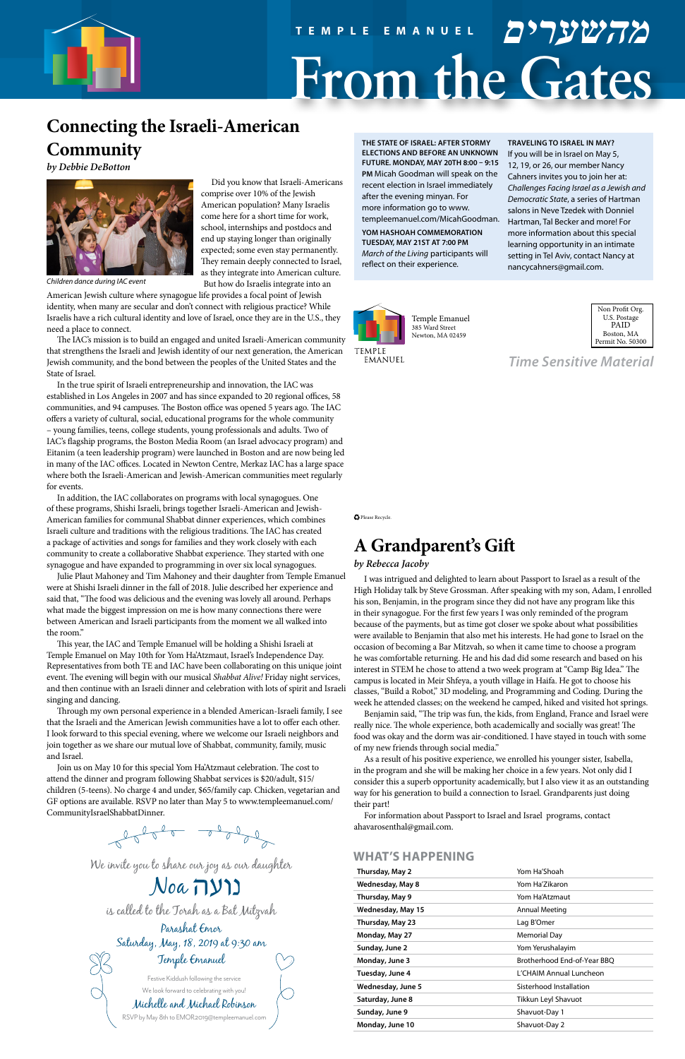# TEMPLE EMANUEL מהשערים From the Gates

## Connecting the Israeli-American Community

*by Debbie DeBotton*

*Children dance during IAC event*

Did you know that Israeli-Americans comprise over 10% of the Jewish American population? Many Israelis come here for a short time for work, school, internships and postdocs and end up staying longer than originally expected; some even stay permanently. They remain deeply connected to Israel, as they integrate into American culture.

But how do Israelis integrate into an American Jewish culture where synagogue life provides a focal point of Jewish identity, when many are secular and don't connect with religious practice? While Israelis have a rich cultural identity and love of Israel, once they are in the U.S., they need a place to connect.

The IAC's mission is to build an engaged and united Israeli-American community that strengthens the Israeli and Jewish identity of our next generation, the American Jewish community, and the bond between the peoples of the United States and the State of Israel.

In the true spirit of Israeli entrepreneurship and innovation, the IAC was established in Los Angeles in 2007 and has since expanded to 20 regional offices, 58 communities, and 94 campuses. The Boston office was opened 5 years ago. The IAC offers a variety of cultural, social, educational programs for the whole community – young families, teens, college students, young professionals and adults. Two of IAC's flagship programs, the Boston Media Room (an Israel advocacy program) and Eitanim (a teen leadership program) were launched in Boston and are now being led in many of the IAC offices. Located in Newton Centre, Merkaz IAC has a large space where both the Israeli-American and Jewish-American communities meet regularly for events.

In addition, the IAC collaborates on programs with local synagogues. One of these programs, Shishi Israeli, brings together Israeli-American and Jewish-American families for communal Shabbat dinner experiences, which combines Israeli culture and traditions with the religious traditions. The IAC has created a package of activities and songs for families and they work closely with each community to create a collaborative Shabbat experience. They started with one synagogue and have expanded to programming in over six local synagogues.

Julie Plaut Mahoney and Tim Mahoney and their daughter from Temple Emanuel were at Shishi Israeli dinner in the fall of 2018. Julie described her experience and said that, "The food was delicious and the evening was lovely all around. Perhaps what made the biggest impression on me is how many connections there were between American and Israeli participants from the moment we all walked into the room."

This year, the IAC and Temple Emanuel will be holding a Shishi Israeli at Temple Emanuel on May 10th for Yom Ha'Atzmaut, Israel's Independence Day. Representatives from both TE and IAC have been collaborating on this unique joint event. The evening will begin with our musical *Shabbat Alive!* Friday night services, and then continue with an Israeli dinner and celebration with lots of spirit and Israeli singing and dancing.

Through my own personal experience in a blended American-Israeli family, I see that the Israeli and the American Jewish communities have a lot to offer each other. I look forward to this special evening, where we welcome our Israeli neighbors and join together as we share our mutual love of Shabbat, community, family, music and Israel.

Join us on May 10 for this special Yom Ha'Atzmaut celebration. The cost to attend the dinner and program following Shabbat services is $20/adult, $15/children (5-teens). No charge 4 and under, $65/family cap. Chicken, vegetarian and GF options are available. RSVP no later than May 5 to www.templeemanuel.com/CommunityIsraelShabbatDinner.

We invite you to share our joy as our daughter

Noa נועה

is called to the Torah as a Bat Mitzvah

Parashat Emor

Saturday, May, 18, 2019 at 9:30 am

Temple Emanuel

Festive Kiddush following the service

We look forward to celebrating with you!

Michelle and Michael Robinson

RSVP by May 8th to EMOR2019@templeemanuel.com

**THE STATE OF ISRAEL: AFTER STORMY ELECTIONS AND BEFORE AN UNKNOWN FUTURE. MONDAY, MAY 20TH 8:00 – 9:15 PM** Micah Goodman will speak on the recent election in Israel immediately after the evening minyan. For more information go to www.templeemanuel.com/MicahGoodman.

**YOM HASHOAH COMMEMORATION TUESDAY, MAY 21ST AT 7:00 PM**
*March of the Living* participants will reflect on their experience.

**TRAVELING TO ISRAEL IN MAY?**
If you will be in Israel on May 5, 12, 19, or 26, our member Nancy Cahners invites you to join her at: *Challenges Facing Israel as a Jewish and Democratic State*, a series of Hartman salons in Neve Tzedek with Donniel Hartman, Tal Becker and more! For more information about this special learning opportunity in an intimate setting in Tel Aviv, contact Nancy at nancycahners@gmail.com.

Temple Emanuel
385 Ward Street
Newton, MA 02459

TEMPLE EMANUEL

Non Profit Org.
U.S. Postage
PAID
Boston, MA
Permit No. 50300

*Time Sensitive Material*

Please Recycle.

## A Grandparent's Gift

*by Rebecca Jacoby*

I was intrigued and delighted to learn about Passport to Israel as a result of the High Holiday talk by Steve Grossman. After speaking with my son, Adam, I enrolled his son, Benjamin, in the program since they did not have any program like this in their synagogue. For the first few years I was only reminded of the program because of the payments, but as time got closer we spoke about what possibilities were available to Benjamin that also met his interests. He had gone to Israel on the occasion of becoming a Bar Mitzvah, so when it came time to choose a program he was comfortable returning. He and his dad did some research and based on his interest in STEM he chose to attend a two week program at "Camp Big Idea." The campus is located in Meir Shfeya, a youth village in Haifa. He got to choose his classes, "Build a Robot," 3D modeling, and Programming and Coding. During the week he attended classes; on the weekend he camped, hiked and visited hot springs.

Benjamin said, "The trip was fun, the kids, from England, France and Israel were really nice. The whole experience, both academically and socially was great! The food was okay and the dorm was air-conditioned. I have stayed in touch with some of my new friends through social media."

As a result of his positive experience, we enrolled his younger sister, Isabella, in the program and she will be making her choice in a few years. Not only did I consider this a superb opportunity academically, but I also view it as an outstanding way for his generation to build a connection to Israel. Grandparents just doing their part!

For information about Passport to Israel and Israel programs, contact ahavarosenthal@gmail.com.

## WHAT'S HAPPENING

| | |
|---|---|
| **Thursday, May 2** | Yom Ha'Shoah |
| **Wednesday, May 8** | Yom Ha'Zikaron |
| **Thursday, May 9** | Yom Ha'Atzmaut |
| **Wednesday, May 15** | Annual Meeting |
| **Thursday, May 23** | Lag B'Omer |
| **Monday, May 27** | Memorial Day |
| **Sunday, June 2** | Yom Yerushalayim |
| **Monday, June 3** | Brotherhood End-of-Year BBQ |
| **Tuesday, June 4** | L'CHAIM Annual Luncheon |
| **Wednesday, June 5** | Sisterhood Installation |
| **Saturday, June 8** | Tikkun Leyl Shavuot |
| **Sunday, June 9** | Shavuot-Day 1 |
| **Monday, June 10** | Shavuot-Day 2 |